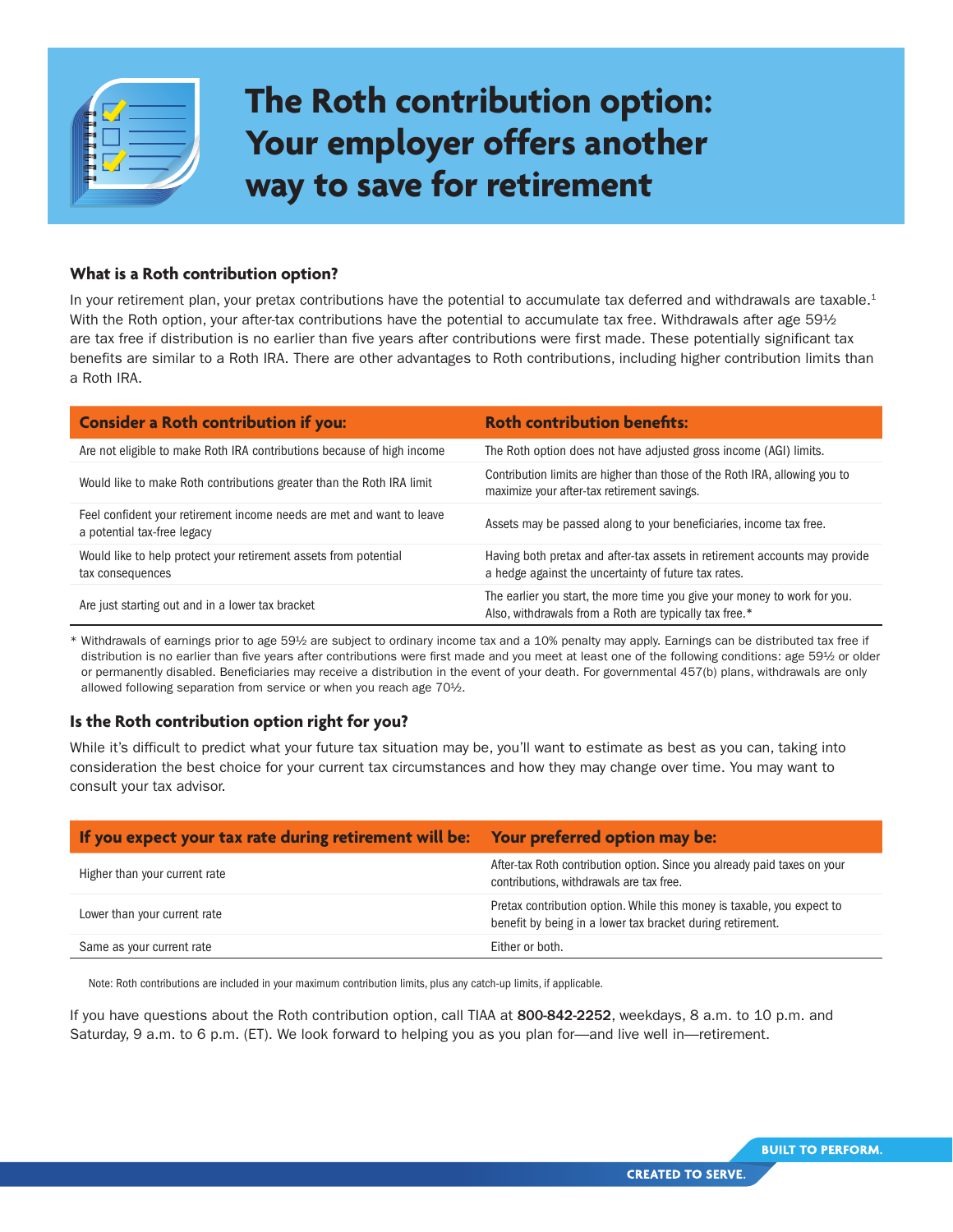# The Roth contribution option: Your employer offers another way to save for retirement

### What is a Roth contribution option?

In your retirement plan, your pretax contributions have the potential to accumulate tax deferred and withdrawals are taxable.[1] With the Roth option, your after-tax contributions have the potential to accumulate tax free. Withdrawals after age 59½ are tax free if distribution is no earlier than five years after contributions were first made. These potentially significant tax benefits are similar to a Roth IRA. There are other advantages to Roth contributions, including higher contribution limits than a Roth IRA.

| Consider a Roth contribution if you: | Roth contribution benefits: |
|---|---|
| Are not eligible to make Roth IRA contributions because of high income | The Roth option does not have adjusted gross income (AGI) limits. |
| Would like to make Roth contributions greater than the Roth IRA limit | Contribution limits are higher than those of the Roth IRA, allowing you to maximize your after-tax retirement savings. |
| Feel confident your retirement income needs are met and want to leave a potential tax-free legacy | Assets may be passed along to your beneficiaries, income tax free. |
| Would like to help protect your retirement assets from potential tax consequences | Having both pretax and after-tax assets in retirement accounts may provide a hedge against the uncertainty of future tax rates. |
| Are just starting out and in a lower tax bracket | The earlier you start, the more time you give your money to work for you. Also, withdrawals from a Roth are typically tax free.* |

* Withdrawals of earnings prior to age 59½ are subject to ordinary income tax and a 10% penalty may apply. Earnings can be distributed tax free if distribution is no earlier than five years after contributions were first made and you meet at least one of the following conditions: age 59½ or older or permanently disabled. Beneficiaries may receive a distribution in the event of your death. For governmental 457(b) plans, withdrawals are only allowed following separation from service or when you reach age 70½.

### Is the Roth contribution option right for you?

While it's difficult to predict what your future tax situation may be, you'll want to estimate as best as you can, taking into consideration the best choice for your current tax circumstances and how they may change over time. You may want to consult your tax advisor.

| If you expect your tax rate during retirement will be: | Your preferred option may be: |
|---|---|
| Higher than your current rate | After-tax Roth contribution option. Since you already paid taxes on your contributions, withdrawals are tax free. |
| Lower than your current rate | Pretax contribution option. While this money is taxable, you expect to benefit by being in a lower tax bracket during retirement. |
| Same as your current rate | Either or both. |

Note: Roth contributions are included in your maximum contribution limits, plus any catch-up limits, if applicable.

If you have questions about the Roth contribution option, call TIAA at **800-842-2252**, weekdays, 8 a.m. to 10 p.m. and Saturday, 9 a.m. to 6 p.m. (ET). We look forward to helping you as you plan for—and live well in—retirement.

**BUILT TO PERFORM.**

**CREATED TO SERVE.**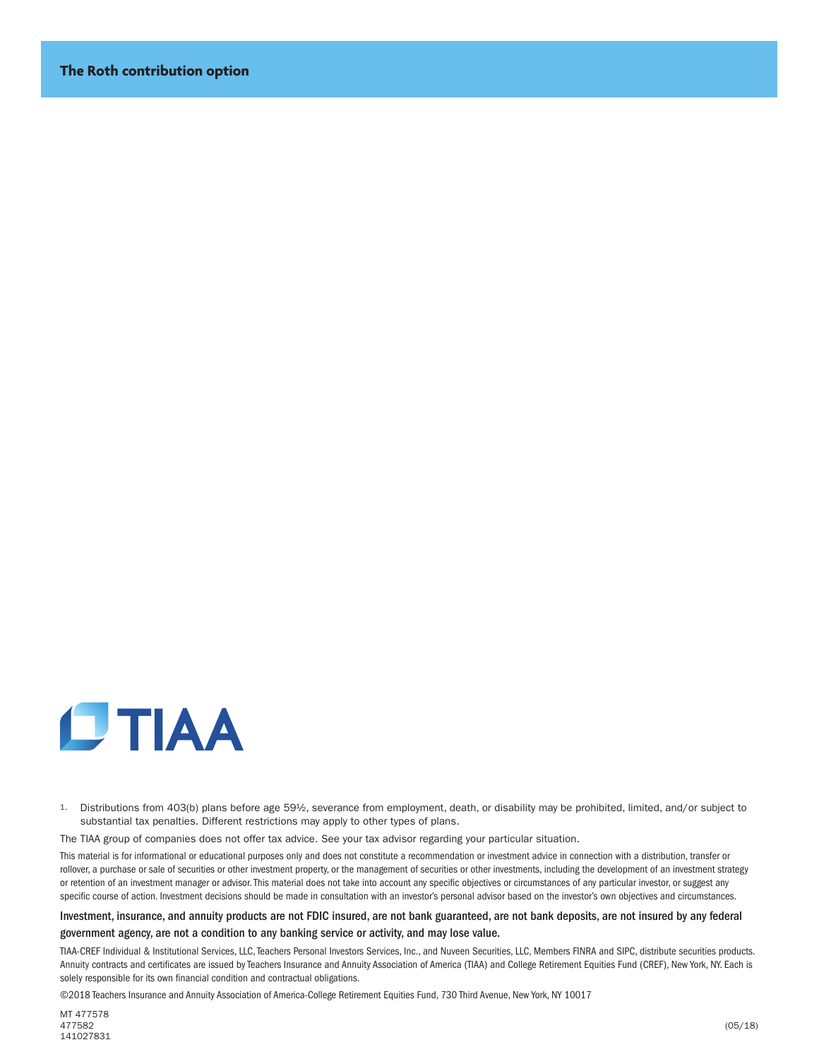**The Roth contribution option**

TIAA

1. Distributions from 403(b) plans before age 59½, severance from employment, death, or disability may be prohibited, limited, and/or subject to substantial tax penalties. Different restrictions may apply to other types of plans.

The TIAA group of companies does not offer tax advice. See your tax advisor regarding your particular situation.

This material is for informational or educational purposes only and does not constitute a recommendation or investment advice in connection with a distribution, transfer or rollover, a purchase or sale of securities or other investment property, or the management of securities or other investments, including the development of an investment strategy or retention of an investment manager or advisor. This material does not take into account any specific objectives or circumstances of any particular investor, or suggest any specific course of action. Investment decisions should be made in consultation with an investor's personal advisor based on the investor's own objectives and circumstances.

**Investment, insurance, and annuity products are not FDIC insured, are not bank guaranteed, are not bank deposits, are not insured by any federal government agency, are not a condition to any banking service or activity, and may lose value.**

TIAA-CREF Individual & Institutional Services, LLC, Teachers Personal Investors Services, Inc., and Nuveen Securities, LLC, Members FINRA and SIPC, distribute securities products. Annuity contracts and certificates are issued by Teachers Insurance and Annuity Association of America (TIAA) and College Retirement Equities Fund (CREF), New York, NY. Each is solely responsible for its own financial condition and contractual obligations.

©2018 Teachers Insurance and Annuity Association of America-College Retirement Equities Fund, 730 Third Avenue, New York, NY 10017

MT 477578
477582
141027831

(05/18)